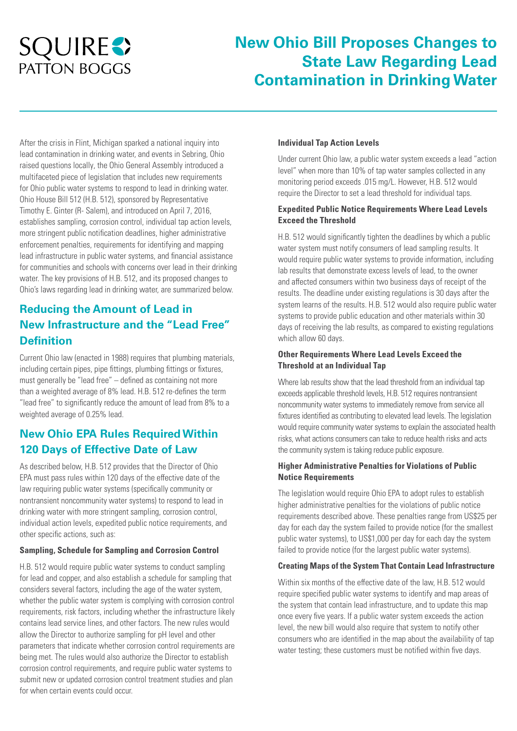SQUIRE PATTON BOGGS

# New Ohio Bill Proposes Changes to State Law Regarding Lead Contamination in Drinking Water

After the crisis in Flint, Michigan sparked a national inquiry into lead contamination in drinking water, and events in Sebring, Ohio raised questions locally, the Ohio General Assembly introduced a multifaceted piece of legislation that includes new requirements for Ohio public water systems to respond to lead in drinking water. Ohio House Bill 512 (H.B. 512), sponsored by Representative Timothy E. Ginter (R- Salem), and introduced on April 7, 2016, establishes sampling, corrosion control, individual tap action levels, more stringent public notification deadlines, higher administrative enforcement penalties, requirements for identifying and mapping lead infrastructure in public water systems, and financial assistance for communities and schools with concerns over lead in their drinking water. The key provisions of H.B. 512, and its proposed changes to Ohio's laws regarding lead in drinking water, are summarized below.

## Reducing the Amount of Lead in New Infrastructure and the "Lead Free" Definition

Current Ohio law (enacted in 1988) requires that plumbing materials, including certain pipes, pipe fittings, plumbing fittings or fixtures, must generally be "lead free" – defined as containing not more than a weighted average of 8% lead. H.B. 512 re-defines the term "lead free" to significantly reduce the amount of lead from 8% to a weighted average of 0.25% lead.

## New Ohio EPA Rules Required Within 120 Days of Effective Date of Law

As described below, H.B. 512 provides that the Director of Ohio EPA must pass rules within 120 days of the effective date of the law requiring public water systems (specifically community or nontransient noncommunity water systems) to respond to lead in drinking water with more stringent sampling, corrosion control, individual action levels, expedited public notice requirements, and other specific actions, such as:

### Sampling, Schedule for Sampling and Corrosion Control

H.B. 512 would require public water systems to conduct sampling for lead and copper, and also establish a schedule for sampling that considers several factors, including the age of the water system, whether the public water system is complying with corrosion control requirements, risk factors, including whether the infrastructure likely contains lead service lines, and other factors. The new rules would allow the Director to authorize sampling for pH level and other parameters that indicate whether corrosion control requirements are being met. The rules would also authorize the Director to establish corrosion control requirements, and require public water systems to submit new or updated corrosion control treatment studies and plan for when certain events could occur.

### Individual Tap Action Levels

Under current Ohio law, a public water system exceeds a lead "action level" when more than 10% of tap water samples collected in any monitoring period exceeds .015 mg/L. However, H.B. 512 would require the Director to set a lead threshold for individual taps.

### Expedited Public Notice Requirements Where Lead Levels Exceed the Threshold

H.B. 512 would significantly tighten the deadlines by which a public water system must notify consumers of lead sampling results. It would require public water systems to provide information, including lab results that demonstrate excess levels of lead, to the owner and affected consumers within two business days of receipt of the results. The deadline under existing regulations is 30 days after the system learns of the results. H.B. 512 would also require public water systems to provide public education and other materials within 30 days of receiving the lab results, as compared to existing regulations which allow 60 days.

### Other Requirements Where Lead Levels Exceed the Threshold at an Individual Tap

Where lab results show that the lead threshold from an individual tap exceeds applicable threshold levels, H.B. 512 requires nontransient noncommunity water systems to immediately remove from service all fixtures identified as contributing to elevated lead levels. The legislation would require community water systems to explain the associated health risks, what actions consumers can take to reduce health risks and acts the community system is taking reduce public exposure.

### Higher Administrative Penalties for Violations of Public Notice Requirements

The legislation would require Ohio EPA to adopt rules to establish higher administrative penalties for the violations of public notice requirements described above. These penalties range from US$25 per day for each day the system failed to provide notice (for the smallest public water systems), to US$1,000 per day for each day the system failed to provide notice (for the largest public water systems).

### Creating Maps of the System That Contain Lead Infrastructure

Within six months of the effective date of the law, H.B. 512 would require specified public water systems to identify and map areas of the system that contain lead infrastructure, and to update this map once every five years. If a public water system exceeds the action level, the new bill would also require that system to notify other consumers who are identified in the map about the availability of tap water testing; these customers must be notified within five days.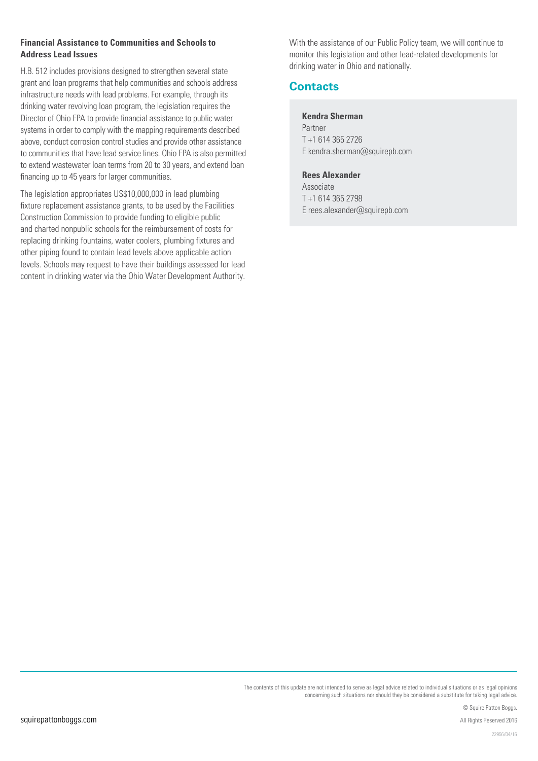**Financial Assistance to Communities and Schools to Address Lead Issues**

H.B. 512 includes provisions designed to strengthen several state grant and loan programs that help communities and schools address infrastructure needs with lead problems. For example, through its drinking water revolving loan program, the legislation requires the Director of Ohio EPA to provide financial assistance to public water systems in order to comply with the mapping requirements described above, conduct corrosion control studies and provide other assistance to communities that have lead service lines. Ohio EPA is also permitted to extend wastewater loan terms from 20 to 30 years, and extend loan financing up to 45 years for larger communities.

The legislation appropriates US$10,000,000 in lead plumbing fixture replacement assistance grants, to be used by the Facilities Construction Commission to provide funding to eligible public and charted nonpublic schools for the reimbursement of costs for replacing drinking fountains, water coolers, plumbing fixtures and other piping found to contain lead levels above applicable action levels. Schools may request to have their buildings assessed for lead content in drinking water via the Ohio Water Development Authority.

With the assistance of our Public Policy team, we will continue to monitor this legislation and other lead-related developments for drinking water in Ohio and nationally.

## Contacts

**Kendra Sherman**
Partner
T +1 614 365 2726
E kendra.sherman@squirepb.com

**Rees Alexander**
Associate
T +1 614 365 2798
E rees.alexander@squirepb.com

The contents of this update are not intended to serve as legal advice related to individual situations or as legal opinions concerning such situations nor should they be considered a substitute for taking legal advice.

© Squire Patton Boggs.

All Rights Reserved 2016

squirepattonboggs.com

22956/04/16